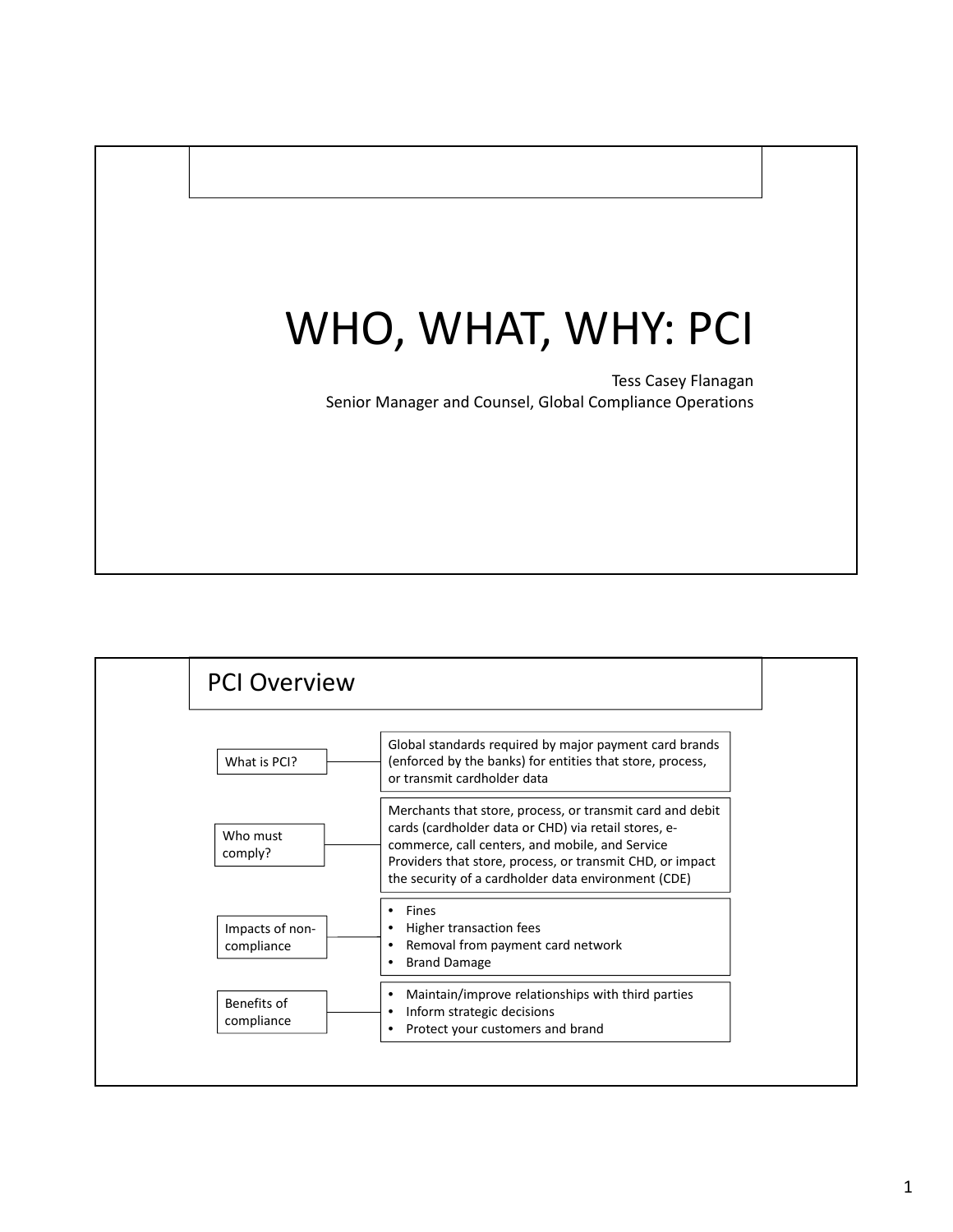# WHO, WHAT, WHY: PCI

Tess Casey Flanagan
Senior Manager and Counsel, Global Compliance Operations

## PCI Overview

| | |
|---|---|
| What is PCI? | Global standards required by major payment card brands (enforced by the banks) for entities that store, process, or transmit cardholder data |
| Who must comply? | Merchants that store, process, or transmit card and debit cards (cardholder data or CHD) via retail stores, e-commerce, call centers, and mobile, and Service Providers that store, process, or transmit CHD, or impact the security of a cardholder data environment (CDE) |
| Impacts of non-compliance | • Fines<br>• Higher transaction fees<br>• Removal from payment card network<br>• Brand Damage |
| Benefits of compliance | • Maintain/improve relationships with third parties<br>• Inform strategic decisions<br>• Protect your customers and brand |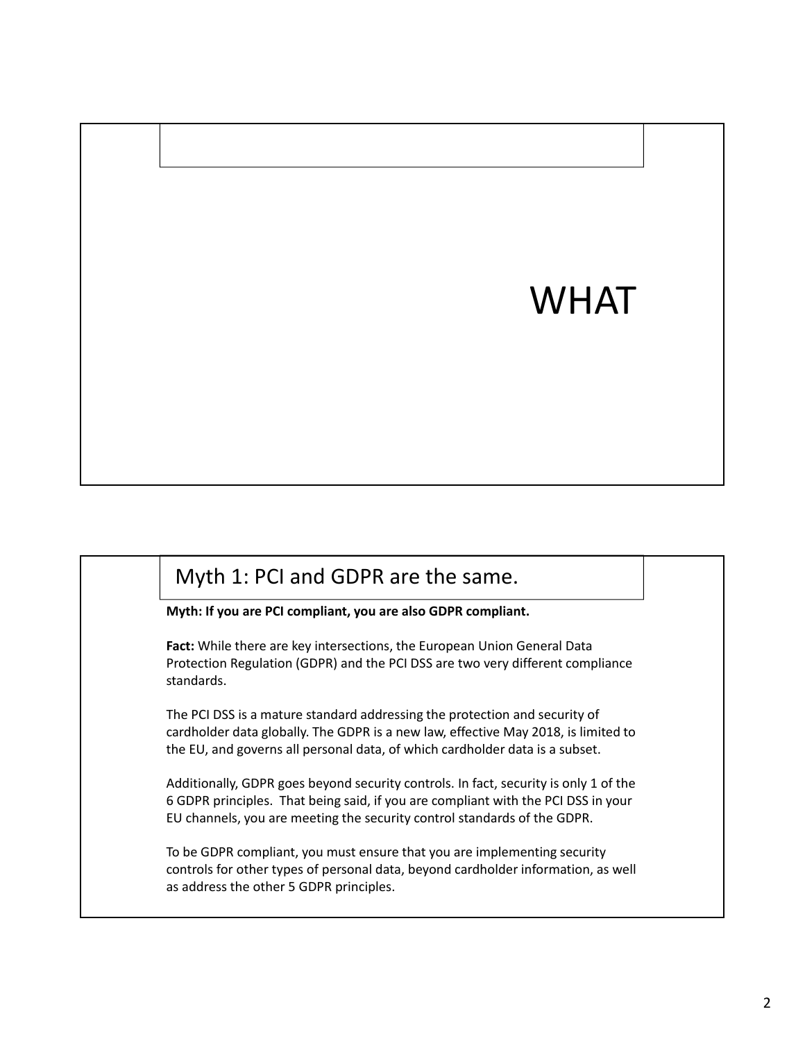# WHAT

## Myth 1: PCI and GDPR are the same.

**Myth: If you are PCI compliant, you are also GDPR compliant.**

**Fact:** While there are key intersections, the European Union General Data Protection Regulation (GDPR) and the PCI DSS are two very different compliance standards.

The PCI DSS is a mature standard addressing the protection and security of cardholder data globally. The GDPR is a new law, effective May 2018, is limited to the EU, and governs all personal data, of which cardholder data is a subset.

Additionally, GDPR goes beyond security controls. In fact, security is only 1 of the 6 GDPR principles. That being said, if you are compliant with the PCI DSS in your EU channels, you are meeting the security control standards of the GDPR.

To be GDPR compliant, you must ensure that you are implementing security controls for other types of personal data, beyond cardholder information, as well as address the other 5 GDPR principles.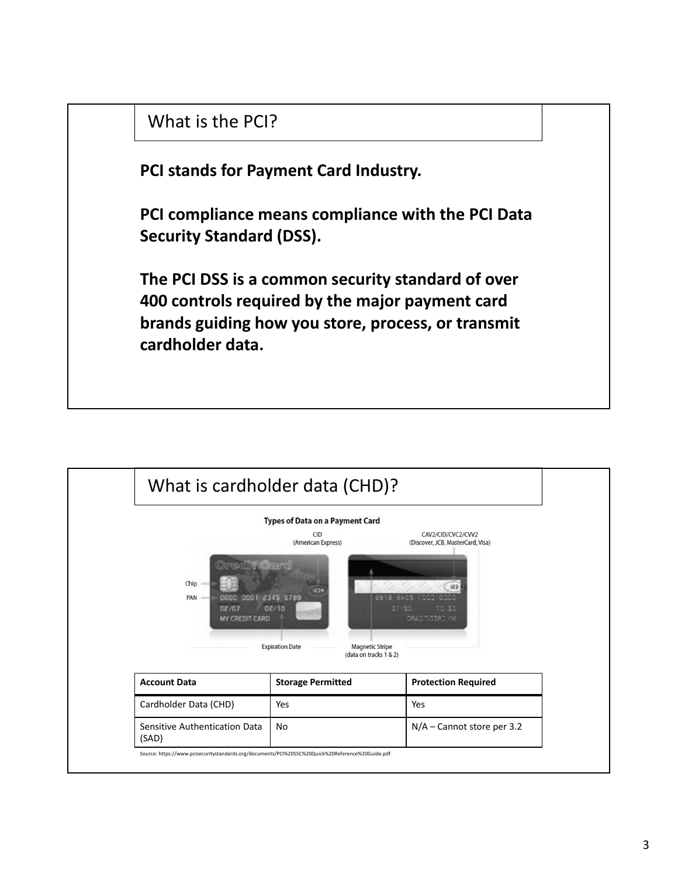## What is the PCI?

**PCI stands for Payment Card Industry.**

**PCI compliance means compliance with the PCI Data Security Standard (DSS).**

**The PCI DSS is a common security standard of over 400 controls required by the major payment card brands guiding how you store, process, or transmit cardholder data.**

## What is cardholder data (CHD)?

**Types of Data on a Payment Card**

CID (American Express)

CAV2/CID/CVC2/CVV2 (Discover, JCB, MasterCard, Visa)

Chip

PAN

Expiration Date

Magnetic Stripe (data on tracks 1 & 2)

| Account Data | Storage Permitted | Protection Required |
| --- | --- | --- |
| Cardholder Data (CHD) | Yes | Yes |
| Sensitive Authentication Data (SAD) | No | N/A – Cannot store per 3.2 |

Source: https://www.pcisecuritystandards.org/documents/PCI%20SSC%20Quick%20Reference%20Guide.pdf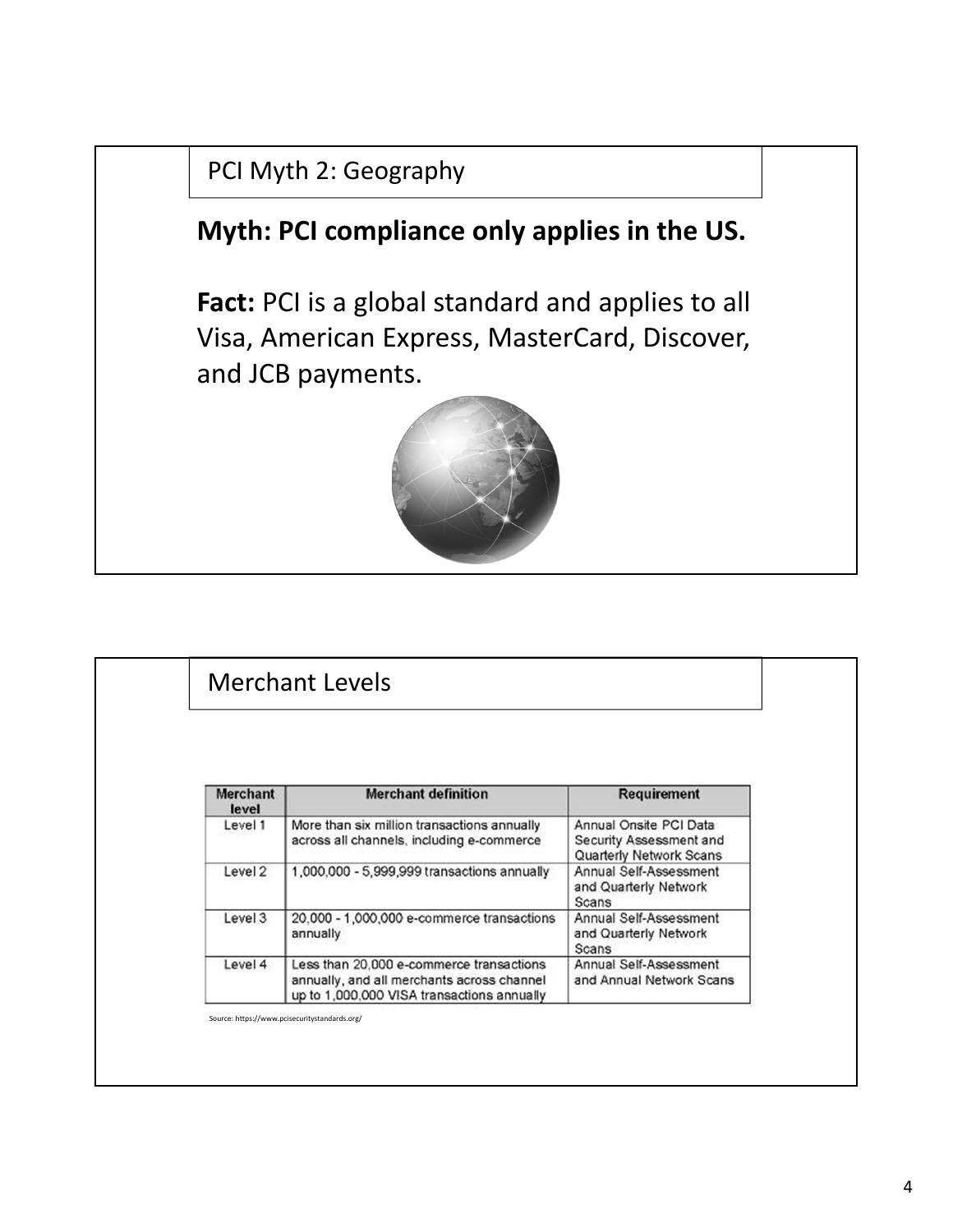## PCI Myth 2: Geography

**Myth: PCI compliance only applies in the US.**

**Fact:** PCI is a global standard and applies to all Visa, American Express, MasterCard, Discover, and JCB payments.

## Merchant Levels

| Merchant level | Merchant definition | Requirement |
|---|---|---|
| Level 1 | More than six million transactions annually across all channels, including e-commerce | Annual Onsite PCI Data Security Assessment and Quarterly Network Scans |
| Level 2 | 1,000,000 - 5,999,999 transactions annually | Annual Self-Assessment and Quarterly Network Scans |
| Level 3 | 20,000 - 1,000,000 e-commerce transactions annually | Annual Self-Assessment and Quarterly Network Scans |
| Level 4 | Less than 20,000 e-commerce transactions annually, and all merchants across channel up to 1,000,000 VISA transactions annually | Annual Self-Assessment and Annual Network Scans |

Source: https://www.pcisecuritystandards.org/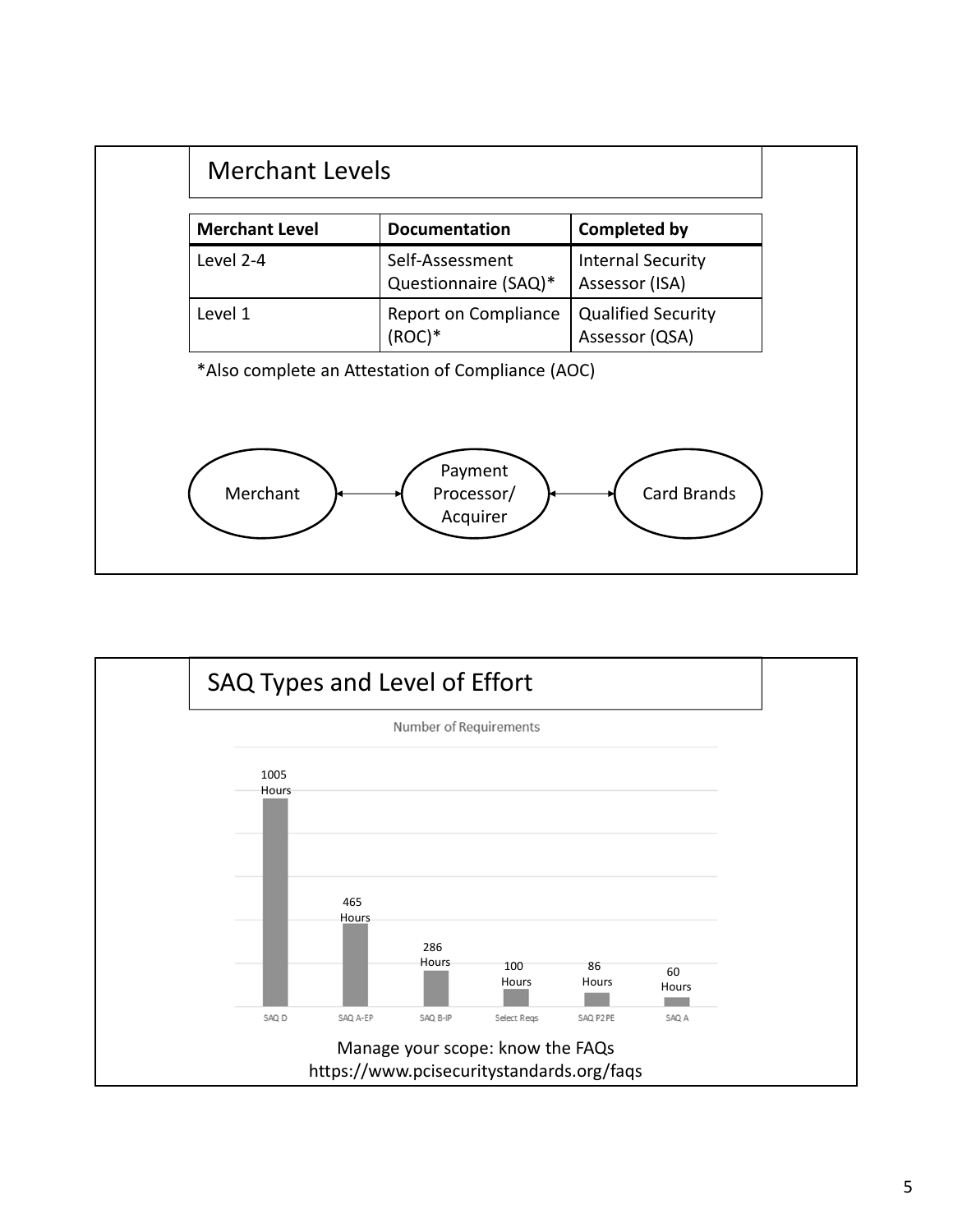## Merchant Levels

| Merchant Level | Documentation | Completed by |
| --- | --- | --- |
| Level 2-4 | Self-Assessment Questionnaire (SAQ)* | Internal Security Assessor (ISA) |
| Level 1 | Report on Compliance (ROC)* | Qualified Security Assessor (QSA) |

*Also complete an Attestation of Compliance (AOC)

Merchant ↔ Payment Processor/ Acquirer ↔ Card Brands

## SAQ Types and Level of Effort

Number of Requirements

| SAQ Type | Hours |
| --- | --- |
| SAQ D | 1005 Hours |
| SAQ A-EP | 465 Hours |
| SAQ B-IP | 286 Hours |
| Select Reqs | 100 Hours |
| SAQ P2PE | 86 Hours |
| SAQ A | 60 Hours |

Manage your scope: know the FAQs
https://www.pcisecuritystandards.org/faqs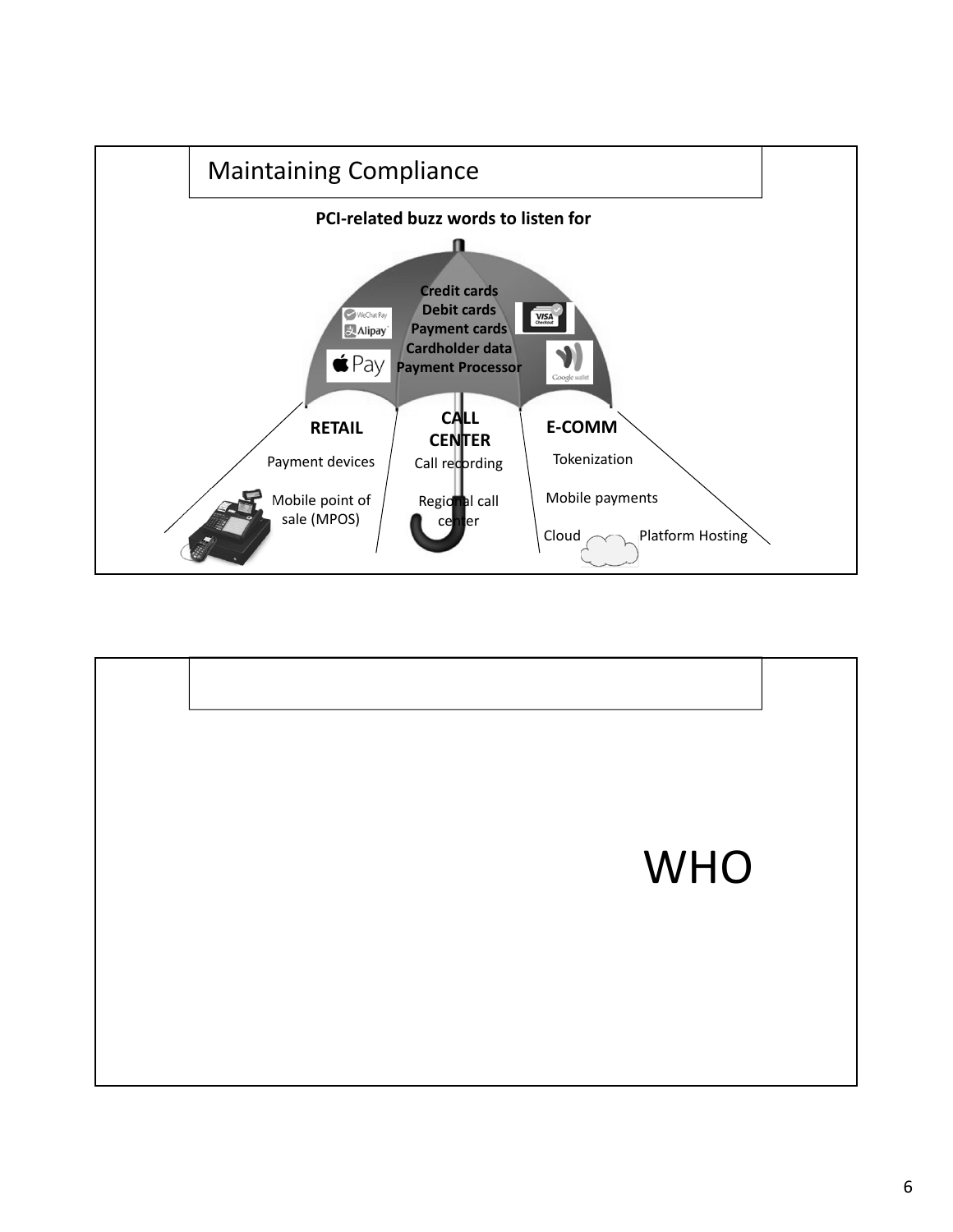## Maintaining Compliance

**PCI-related buzz words to listen for**

**Credit cards**
**Debit cards**
**Payment cards**
**Cardholder data**
**Payment Processor**

**RETAIL**

- Payment devices
- Mobile point of sale (MPOS)

**CALL CENTER**

- Call recording
- Regional call center

**E-COMM**

- Tokenization
- Mobile payments
- Cloud
- Platform Hosting

---

WHO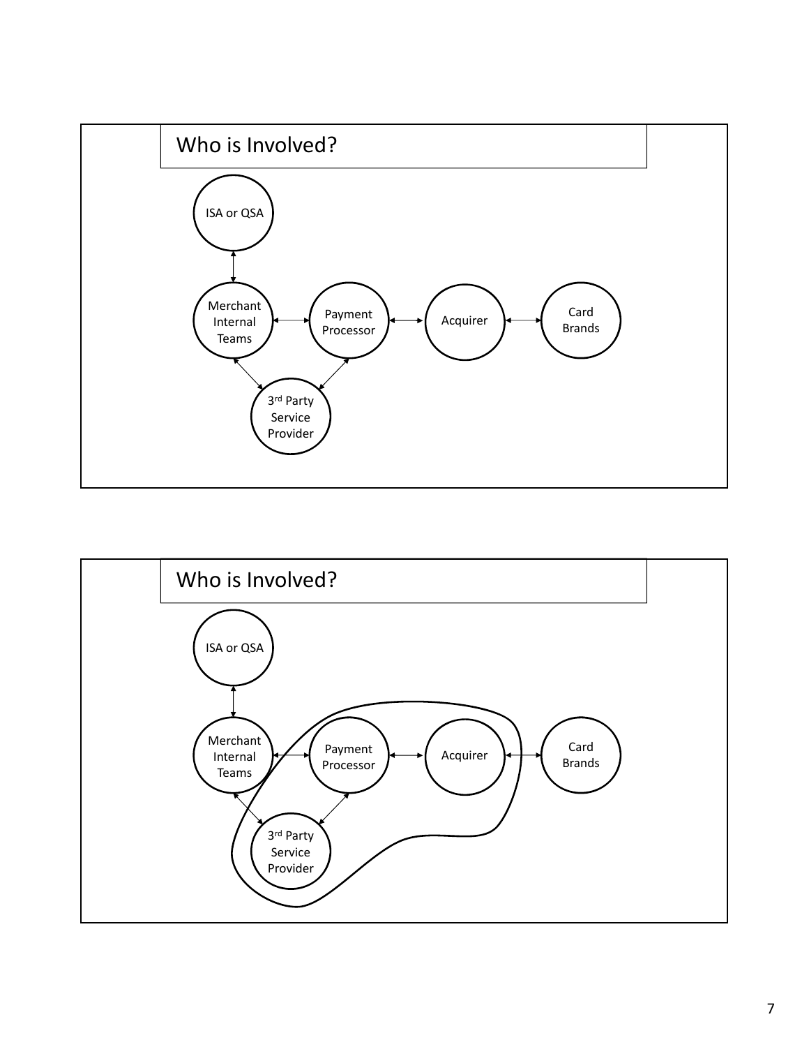## Who is Involved?

ISA or QSA

Merchant Internal Teams

Payment Processor

Acquirer

Card Brands

3rd Party Service Provider

## Who is Involved?

ISA or QSA

Merchant Internal Teams

Payment Processor

Acquirer

Card Brands

3rd Party Service Provider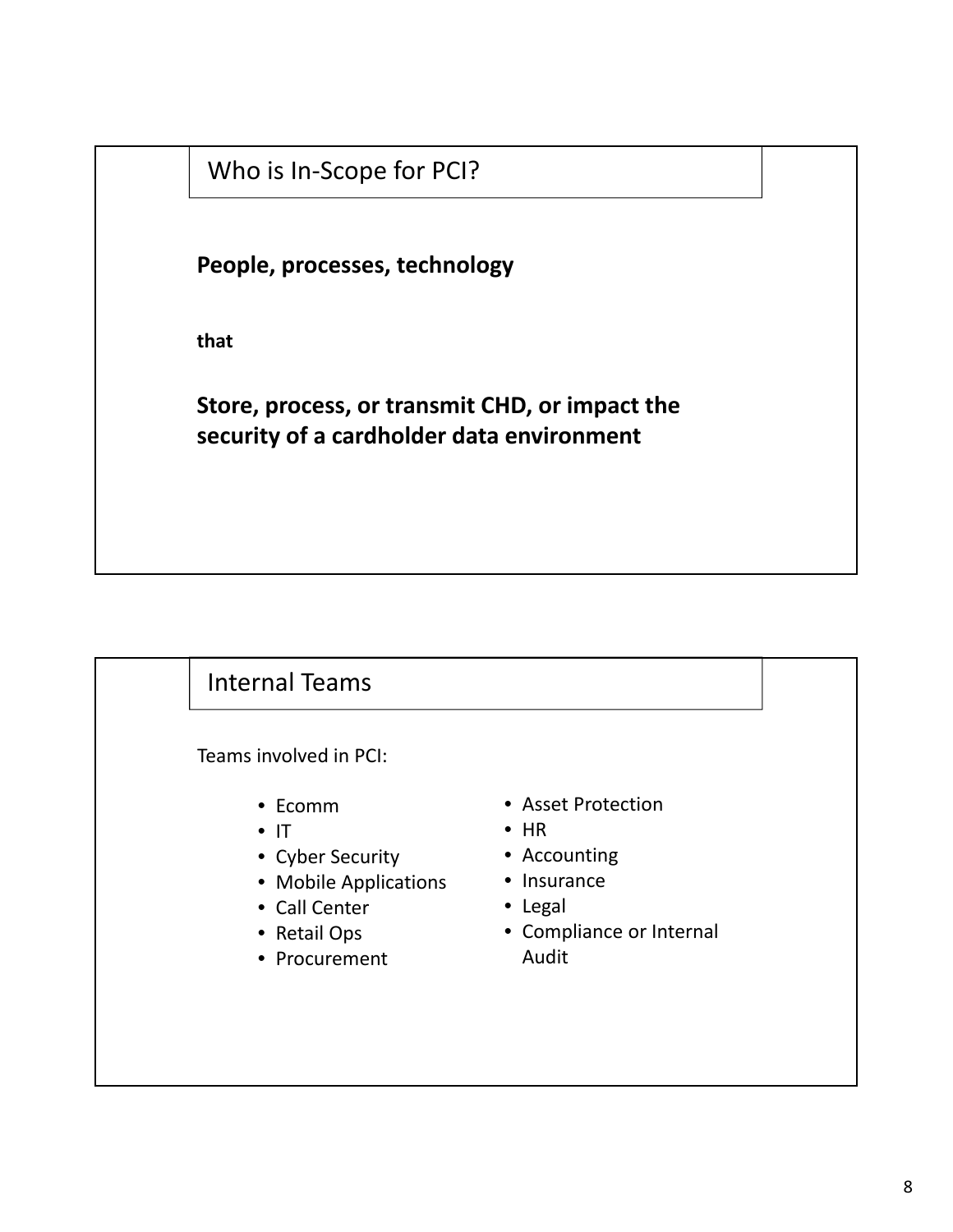## Who is In-Scope for PCI?

**People, processes, technology**

**that**

**Store, process, or transmit CHD, or impact the security of a cardholder data environment**

## Internal Teams

Teams involved in PCI:

- Ecomm
- IT
- Cyber Security
- Mobile Applications
- Call Center
- Retail Ops
- Procurement
- Asset Protection
- HR
- Accounting
- Insurance
- Legal
- Compliance or Internal Audit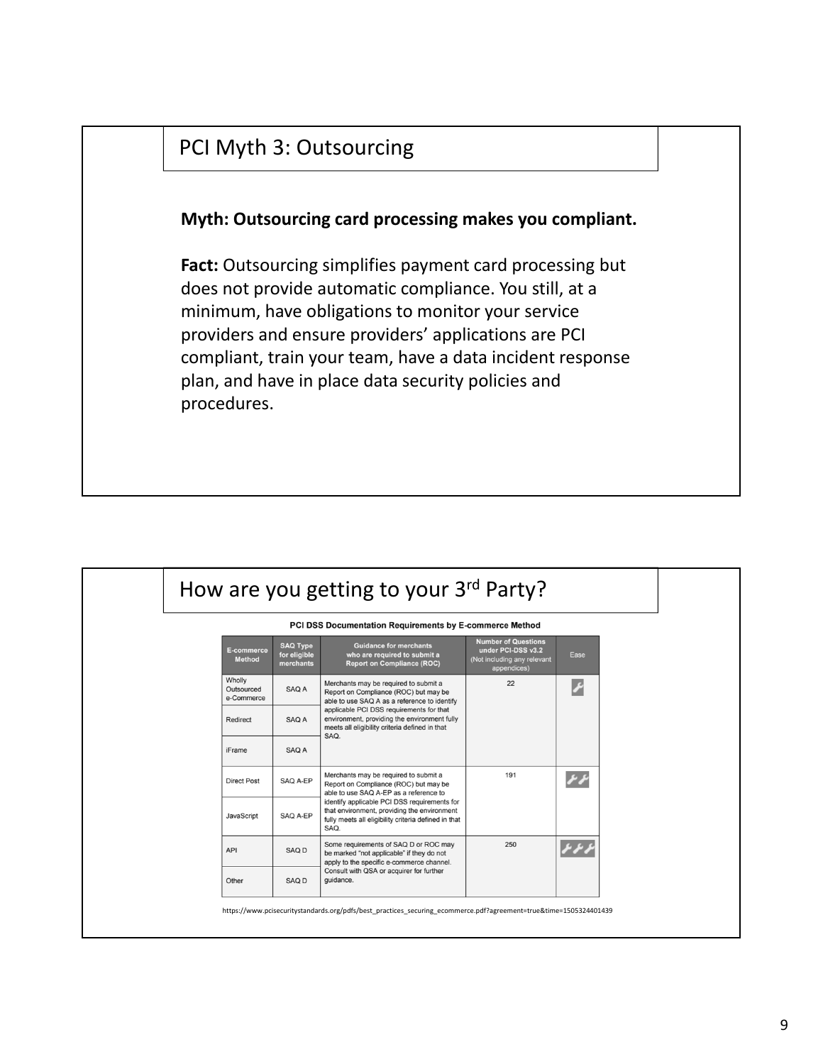## PCI Myth 3: Outsourcing

**Myth: Outsourcing card processing makes you compliant.**

**Fact:** Outsourcing simplifies payment card processing but does not provide automatic compliance. You still, at a minimum, have obligations to monitor your service providers and ensure providers' applications are PCI compliant, train your team, have a data incident response plan, and have in place data security policies and procedures.

## How are you getting to your 3rd Party?

**PCI DSS Documentation Requirements by E-commerce Method**

| E-commerce Method | SAQ Type for eligible merchants | Guidance for merchants who are required to submit a Report on Compliance (ROC) | Number of Questions under PCI-DSS v3.2 (Not including any relevant appendices) | Ease |
|---|---|---|---|---|
| Wholly Outsourced e-Commerce | SAQ A | Merchants may be required to submit a Report on Compliance (ROC) but may be able to use SAQ A as a reference to identify applicable PCI DSS requirements for that environment, providing the environment fully meets all eligibility criteria defined in that SAQ. | 22 | 🔧 |
| Redirect | SAQ A | | | |
| iFrame | SAQ A | | | |
| Direct Post | SAQ A-EP | Merchants may be required to submit a Report on Compliance (ROC) but may be able to use SAQ A-EP as a reference to identify applicable PCI DSS requirements for that environment, providing the environment fully meets all eligibility criteria defined in that SAQ. | 191 | 🔧🔧 |
| JavaScript | SAQ A-EP | | | |
| API | SAQ D | Some requirements of SAQ D or ROC may be marked "not applicable" if they do not apply to the specific e-commerce channel. Consult with QSA or acquirer for further guidance. | 250 | 🔧🔧🔧 |
| Other | SAQ D | | | |

https://www.pcisecuritystandards.org/pdfs/best_practices_securing_ecommerce.pdf?agreement=true&time=1505324401439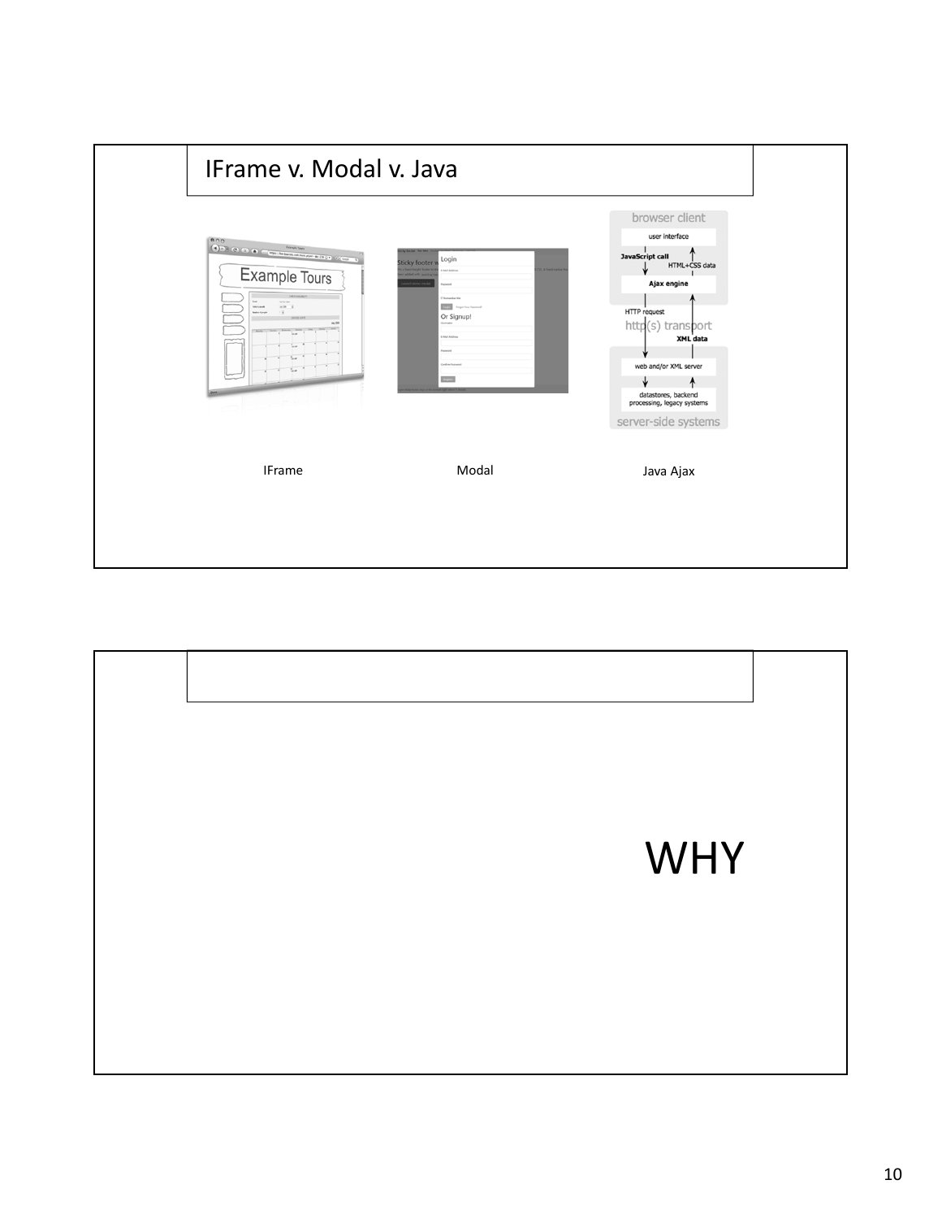# IFrame v. Modal v. Java

IFrame

Modal

Java Ajax

WHY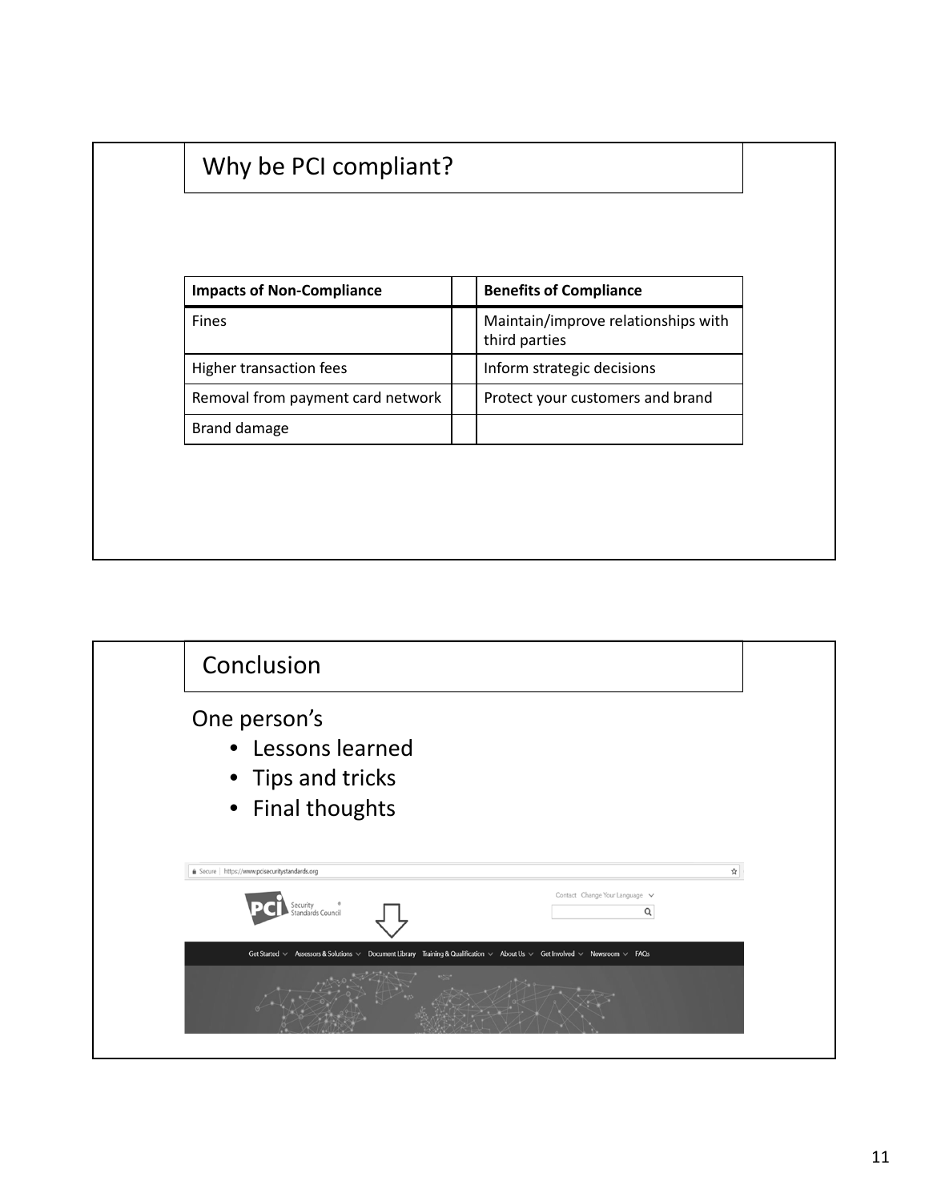## Why be PCI compliant?

| Impacts of Non-Compliance | | Benefits of Compliance |
|---|---|---|
| Fines | | Maintain/improve relationships with third parties |
| Higher transaction fees | | Inform strategic decisions |
| Removal from payment card network | | Protect your customers and brand |
| Brand damage | | |

## Conclusion

One person's

- Lessons learned
- Tips and tricks
- Final thoughts

Secure | https://www.pcisecuritystandards.org

PCI Security Standards Council

Contact Change Your Language

Get Started Assessors & Solutions Document Library Training & Qualification About Us Get Involved Newsroom FAQs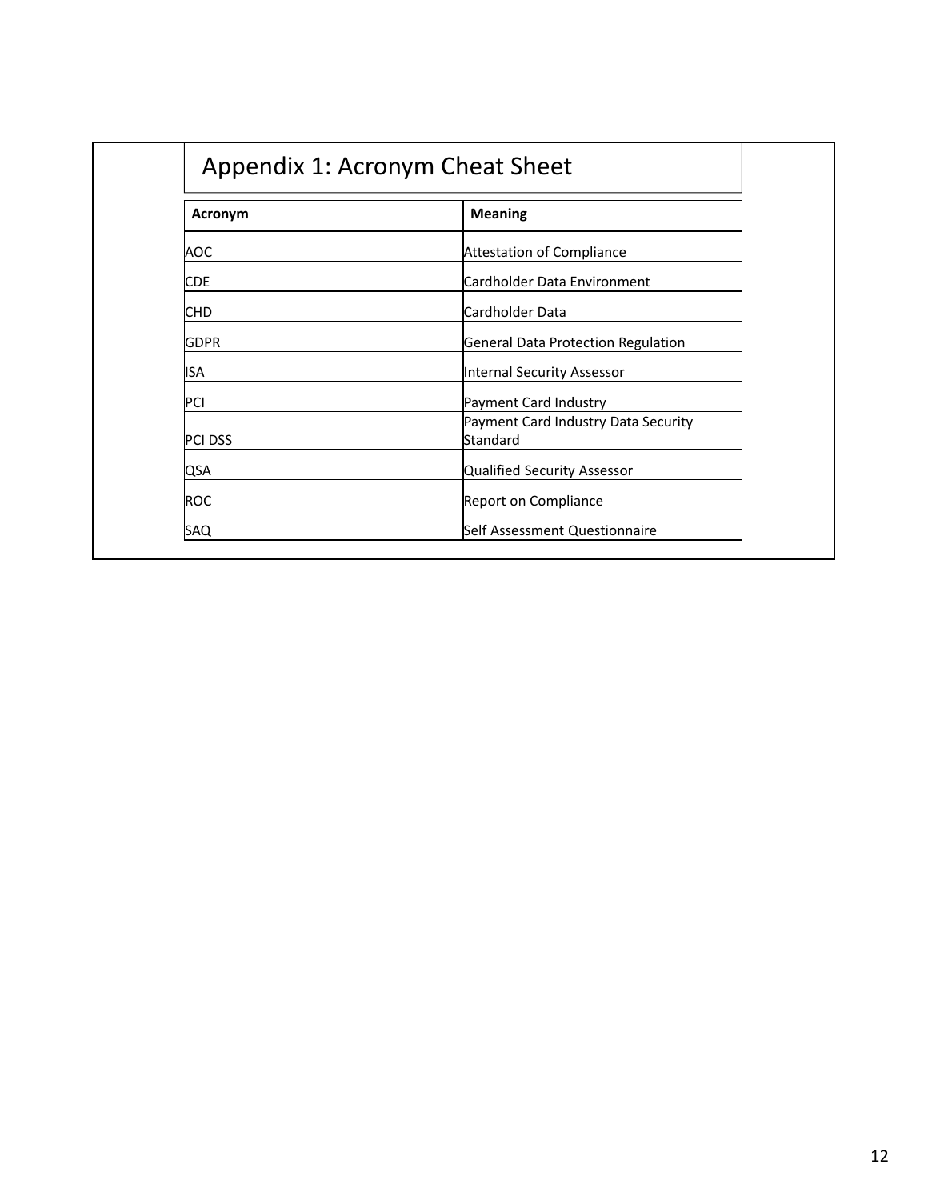# Appendix 1: Acronym Cheat Sheet

| Acronym | Meaning |
|---|---|
| AOC | Attestation of Compliance |
| CDE | Cardholder Data Environment |
| CHD | Cardholder Data |
| GDPR | General Data Protection Regulation |
| ISA | Internal Security Assessor |
| PCI | Payment Card Industry |
| PCI DSS | Payment Card Industry Data Security Standard |
| QSA | Qualified Security Assessor |
| ROC | Report on Compliance |
| SAQ | Self Assessment Questionnaire |